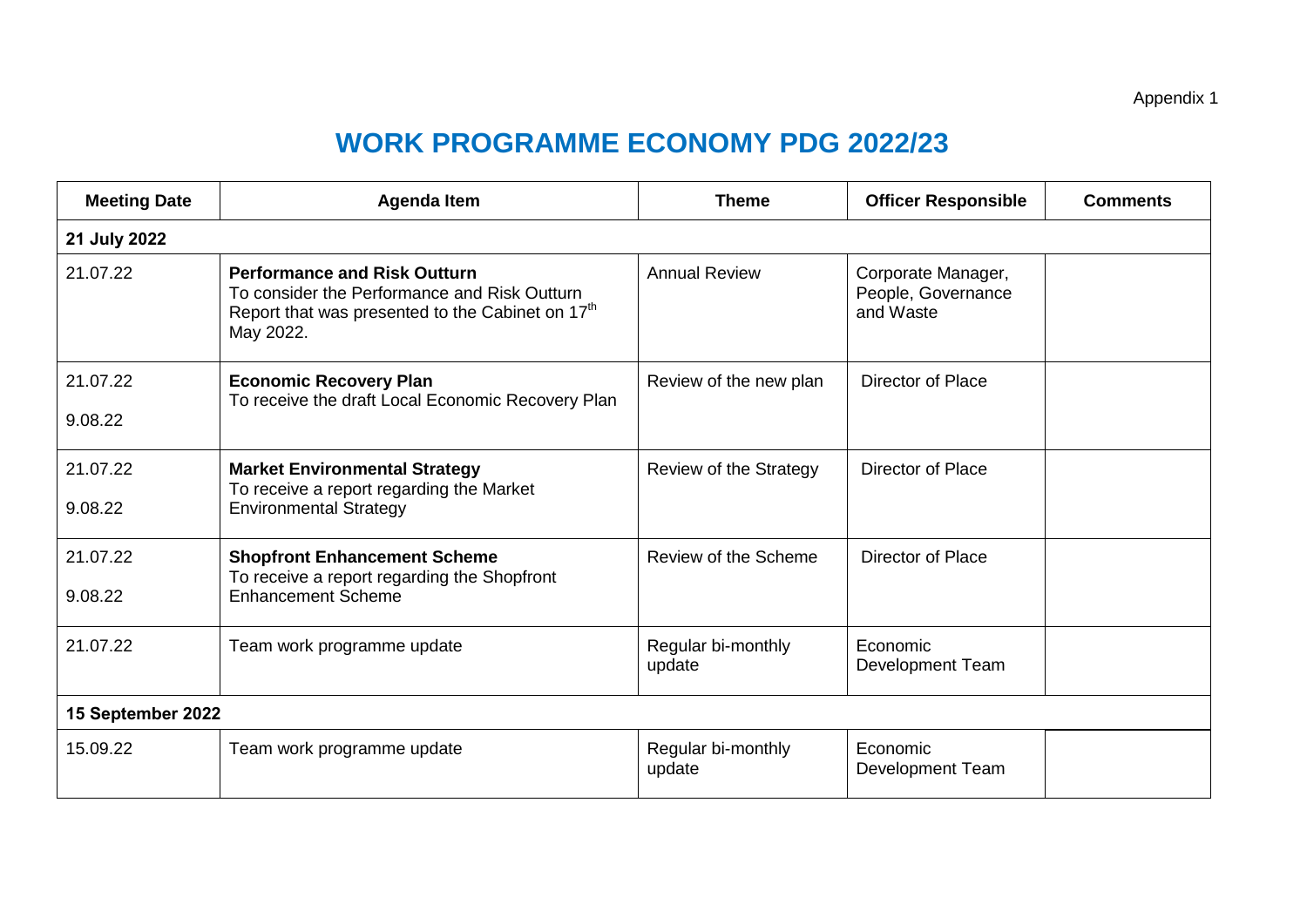Appendix 1

# WORK PROGRAMME ECONOMY PDG 2022/23

| Meeting Date | Agenda Item | Theme | Officer Responsible | Comments |
|---|---|---|---|---|
| **21 July 2022** | | | | |
| 21.07.22 | **Performance and Risk Outturn**<br>To consider the Performance and Risk Outturn Report that was presented to the Cabinet on 17th May 2022. | Annual Review | Corporate Manager, People, Governance and Waste | |
| 21.07.22<br>9.08.22 | **Economic Recovery Plan**<br>To receive the draft Local Economic Recovery Plan | Review of the new plan | Director of Place | |
| 21.07.22<br>9.08.22 | **Market Environmental Strategy**<br>To receive a report regarding the Market Environmental Strategy | Review of the Strategy | Director of Place | |
| 21.07.22<br>9.08.22 | **Shopfront Enhancement Scheme**<br>To receive a report regarding the Shopfront Enhancement Scheme | Review of the Scheme | Director of Place | |
| 21.07.22 | Team work programme update | Regular bi-monthly update | Economic Development Team | |
| **15 September 2022** | | | | |
| 15.09.22 | Team work programme update | Regular bi-monthly update | Economic Development Team | |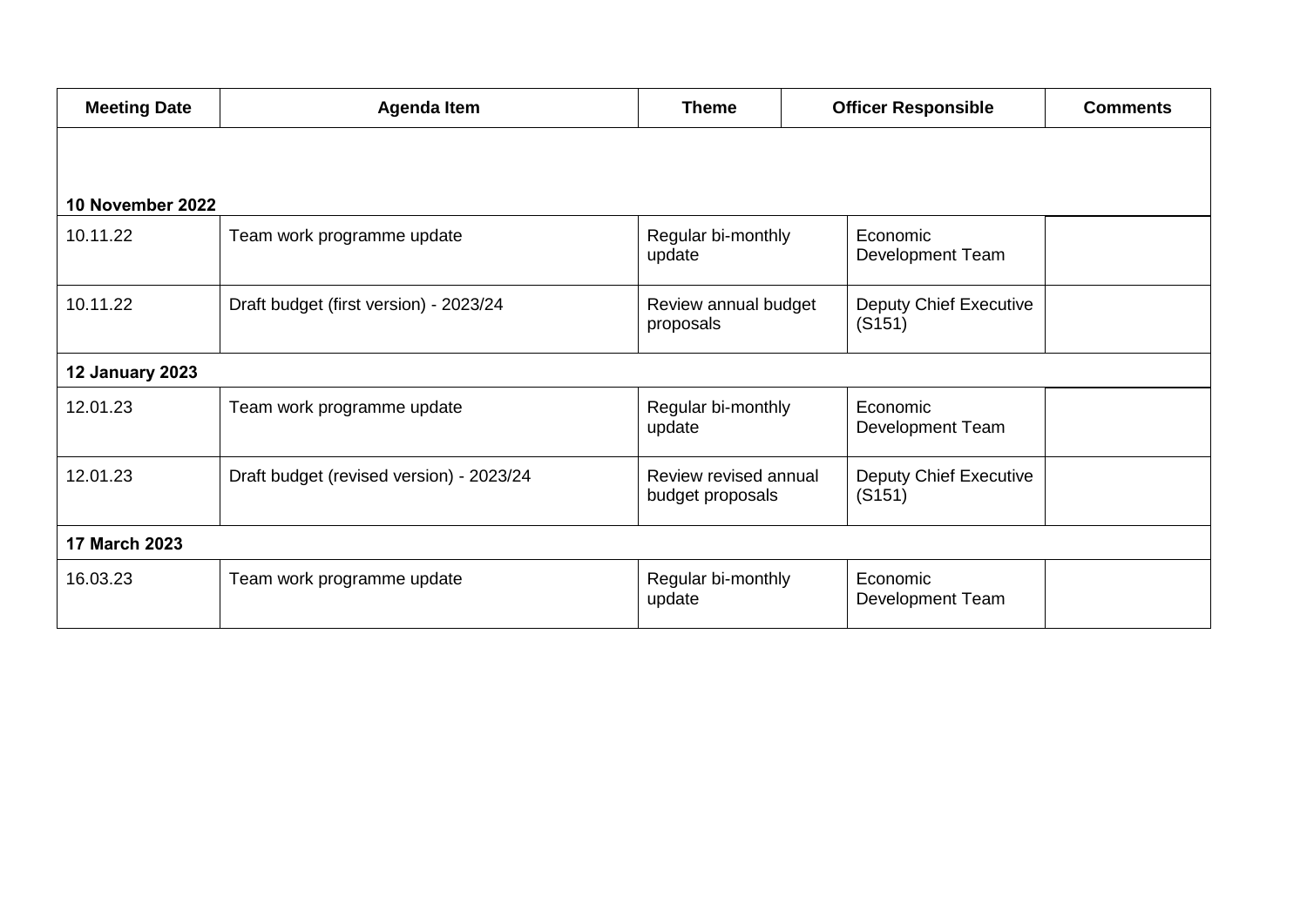| Meeting Date | Agenda Item | Theme | Officer Responsible | Comments |
|---|---|---|---|---|
| **10 November 2022** | | | | |
| 10.11.22 | Team work programme update | Regular bi-monthly update | Economic Development Team | |
| 10.11.22 | Draft budget (first version) - 2023/24 | Review annual budget proposals | Deputy Chief Executive (S151) | |
| **12 January 2023** | | | | |
| 12.01.23 | Team work programme update | Regular bi-monthly update | Economic Development Team | |
| 12.01.23 | Draft budget (revised version) - 2023/24 | Review revised annual budget proposals | Deputy Chief Executive (S151) | |
| **17 March 2023** | | | | |
| 16.03.23 | Team work programme update | Regular bi-monthly update | Economic Development Team | |